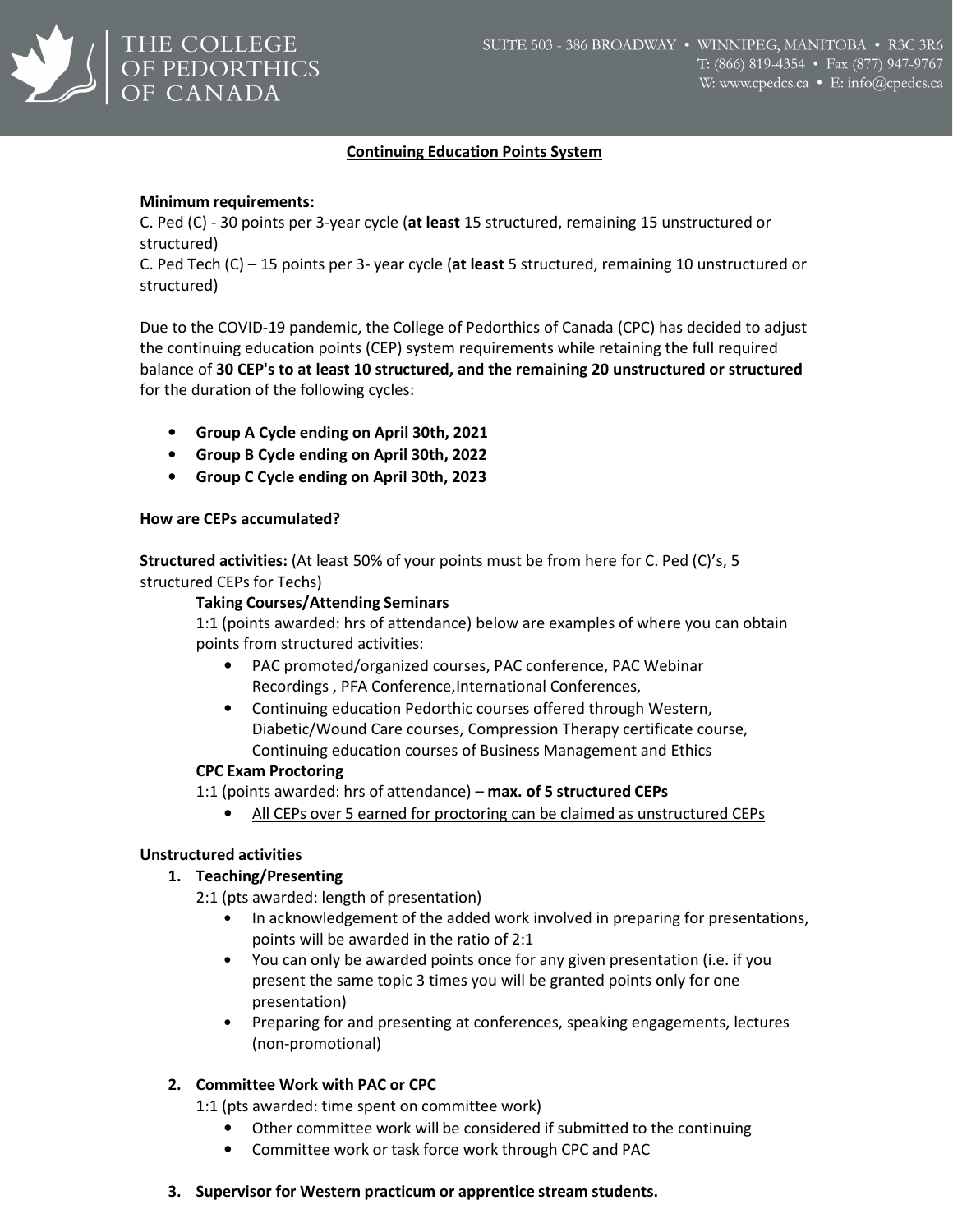# Continuing Education Points System

**Minimum requirements:**

C. Ped (C) - 30 points per 3-year cycle (**at least** 15 structured, remaining 15 unstructured or structured)

C. Ped Tech (C) – 15 points per 3- year cycle (**at least** 5 structured, remaining 10 unstructured or structured)

Due to the COVID-19 pandemic, the College of Pedorthics of Canada (CPC) has decided to adjust the continuing education points (CEP) system requirements while retaining the full required balance of **30 CEP's to at least 10 structured, and the remaining 20 unstructured or structured** for the duration of the following cycles:

- **Group A Cycle ending on April 30th, 2021**
- **Group B Cycle ending on April 30th, 2022**
- **Group C Cycle ending on April 30th, 2023**

**How are CEPs accumulated?**

**Structured activities:** (At least 50% of your points must be from here for C. Ped (C)'s, 5 structured CEPs for Techs)

**Taking Courses/Attending Seminars**

1:1 (points awarded: hrs of attendance) below are examples of where you can obtain points from structured activities:

- PAC promoted/organized courses, PAC conference, PAC Webinar Recordings , PFA Conference,International Conferences,
- Continuing education Pedorthic courses offered through Western, Diabetic/Wound Care courses, Compression Therapy certificate course, Continuing education courses of Business Management and Ethics

**CPC Exam Proctoring**

1:1 (points awarded: hrs of attendance) – **max. of 5 structured CEPs**

- <u>All CEPs over 5 earned for proctoring can be claimed as unstructured CEPs</u>

**Unstructured activities**

1. **Teaching/Presenting**

   2:1 (pts awarded: length of presentation)

   - In acknowledgement of the added work involved in preparing for presentations, points will be awarded in the ratio of 2:1
   - You can only be awarded points once for any given presentation (i.e. if you present the same topic 3 times you will be granted points only for one presentation)
   - Preparing for and presenting at conferences, speaking engagements, lectures (non-promotional)

2. **Committee Work with PAC or CPC**

   1:1 (pts awarded: time spent on committee work)

   - Other committee work will be considered if submitted to the continuing
   - Committee work or task force work through CPC and PAC

3. **Supervisor for Western practicum or apprentice stream students.**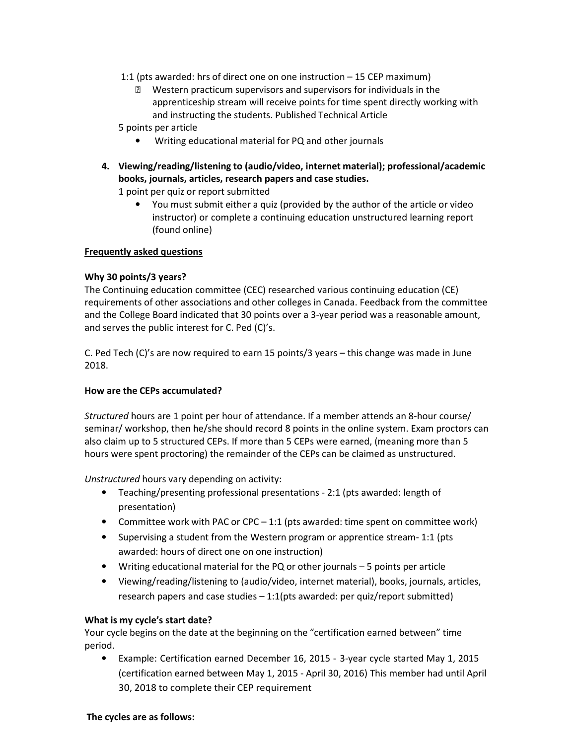1:1 (pts awarded: hrs of direct one on one instruction – 15 CEP maximum)

- Western practicum supervisors and supervisors for individuals in the apprenticeship stream will receive points for time spent directly working with and instructing the students. Published Technical Article

5 points per article

- Writing educational material for PQ and other journals

4. **Viewing/reading/listening to (audio/video, internet material); professional/academic books, journals, articles, research papers and case studies.**

   1 point per quiz or report submitted

   - You must submit either a quiz (provided by the author of the article or video instructor) or complete a continuing education unstructured learning report (found online)

**<u>Frequently asked questions</u>**

**Why 30 points/3 years?**

The Continuing education committee (CEC) researched various continuing education (CE) requirements of other associations and other colleges in Canada. Feedback from the committee and the College Board indicated that 30 points over a 3-year period was a reasonable amount, and serves the public interest for C. Ped (C)'s.

C. Ped Tech (C)'s are now required to earn 15 points/3 years – this change was made in June 2018.

**How are the CEPs accumulated?**

*Structured* hours are 1 point per hour of attendance. If a member attends an 8-hour course/ seminar/ workshop, then he/she should record 8 points in the online system. Exam proctors can also claim up to 5 structured CEPs. If more than 5 CEPs were earned, (meaning more than 5 hours were spent proctoring) the remainder of the CEPs can be claimed as unstructured.

*Unstructured* hours vary depending on activity:

- Teaching/presenting professional presentations - 2:1 (pts awarded: length of presentation)
- Committee work with PAC or CPC – 1:1 (pts awarded: time spent on committee work)
- Supervising a student from the Western program or apprentice stream- 1:1 (pts awarded: hours of direct one on one instruction)
- Writing educational material for the PQ or other journals – 5 points per article
- Viewing/reading/listening to (audio/video, internet material), books, journals, articles, research papers and case studies – 1:1(pts awarded: per quiz/report submitted)

**What is my cycle's start date?**

Your cycle begins on the date at the beginning on the "certification earned between" time period.

- Example: Certification earned December 16, 2015 - 3-year cycle started May 1, 2015 (certification earned between May 1, 2015 - April 30, 2016) This member had until April 30, 2018 to complete their CEP requirement

**The cycles are as follows:**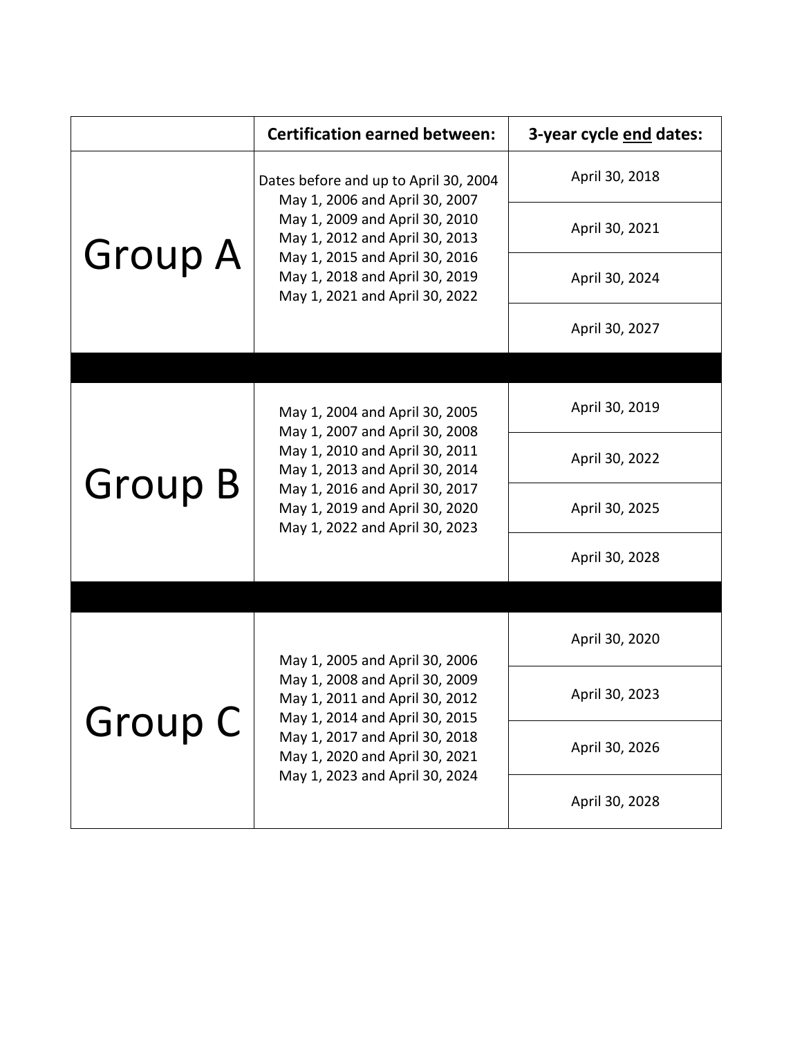| | Certification earned between: | 3-year cycle <u>end</u> dates: |
|---|---|---|
| Group A | Dates before and up to April 30, 2004<br>May 1, 2006 and April 30, 2007<br>May 1, 2009 and April 30, 2010<br>May 1, 2012 and April 30, 2013<br>May 1, 2015 and April 30, 2016<br>May 1, 2018 and April 30, 2019<br>May 1, 2021 and April 30, 2022 | April 30, 2018<br>April 30, 2021<br>April 30, 2024<br>April 30, 2027 |
| Group B | May 1, 2004 and April 30, 2005<br>May 1, 2007 and April 30, 2008<br>May 1, 2010 and April 30, 2011<br>May 1, 2013 and April 30, 2014<br>May 1, 2016 and April 30, 2017<br>May 1, 2019 and April 30, 2020<br>May 1, 2022 and April 30, 2023 | April 30, 2019<br>April 30, 2022<br>April 30, 2025<br>April 30, 2028 |
| Group C | May 1, 2005 and April 30, 2006<br>May 1, 2008 and April 30, 2009<br>May 1, 2011 and April 30, 2012<br>May 1, 2014 and April 30, 2015<br>May 1, 2017 and April 30, 2018<br>May 1, 2020 and April 30, 2021<br>May 1, 2023 and April 30, 2024 | April 30, 2020<br>April 30, 2023<br>April 30, 2026<br>April 30, 2028 |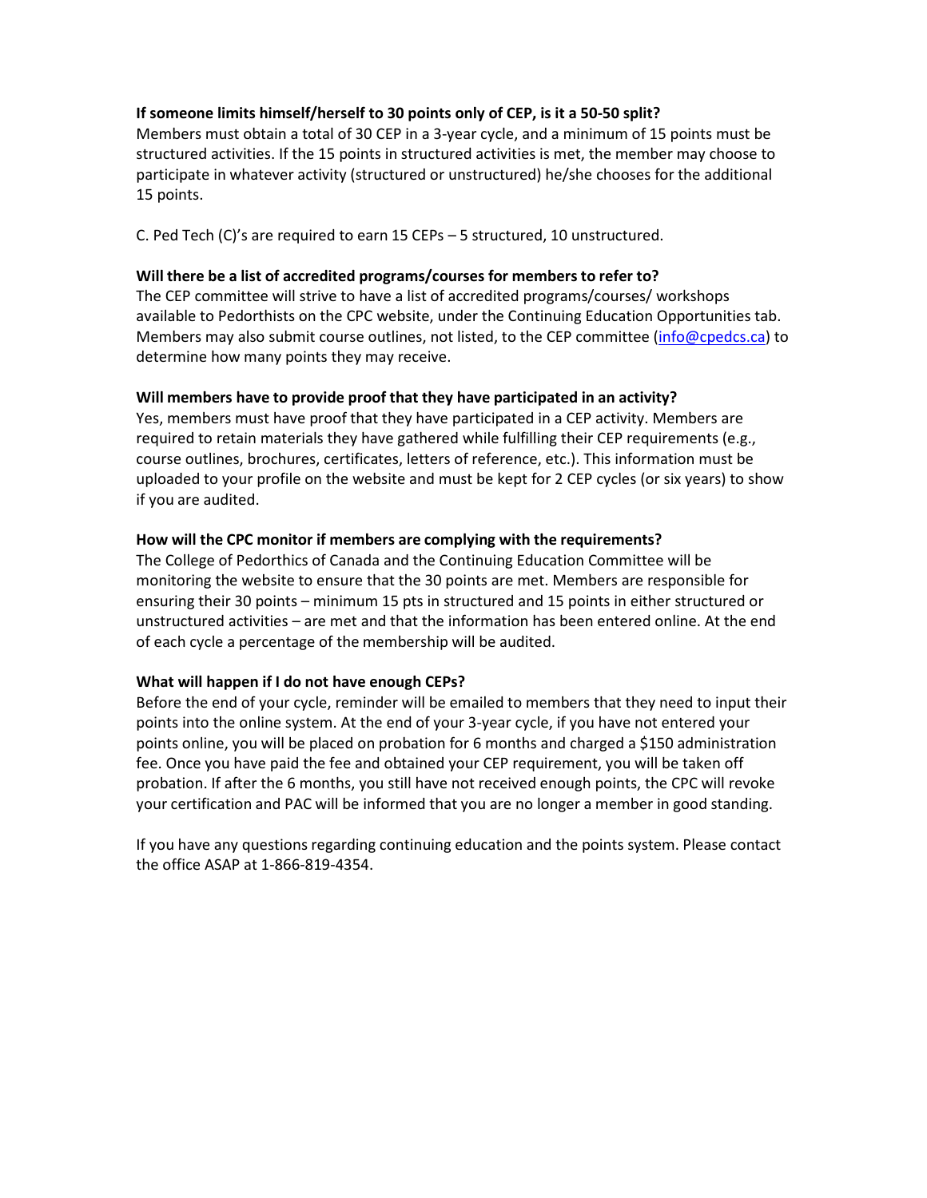**If someone limits himself/herself to 30 points only of CEP, is it a 50-50 split?**

Members must obtain a total of 30 CEP in a 3-year cycle, and a minimum of 15 points must be structured activities. If the 15 points in structured activities is met, the member may choose to participate in whatever activity (structured or unstructured) he/she chooses for the additional 15 points.

C. Ped Tech (C)'s are required to earn 15 CEPs – 5 structured, 10 unstructured.

**Will there be a list of accredited programs/courses for members to refer to?**

The CEP committee will strive to have a list of accredited programs/courses/ workshops available to Pedorthists on the CPC website, under the Continuing Education Opportunities tab. Members may also submit course outlines, not listed, to the CEP committee (info@cpedcs.ca) to determine how many points they may receive.

**Will members have to provide proof that they have participated in an activity?**

Yes, members must have proof that they have participated in a CEP activity. Members are required to retain materials they have gathered while fulfilling their CEP requirements (e.g., course outlines, brochures, certificates, letters of reference, etc.). This information must be uploaded to your profile on the website and must be kept for 2 CEP cycles (or six years) to show if you are audited.

**How will the CPC monitor if members are complying with the requirements?**

The College of Pedorthics of Canada and the Continuing Education Committee will be monitoring the website to ensure that the 30 points are met. Members are responsible for ensuring their 30 points – minimum 15 pts in structured and 15 points in either structured or unstructured activities – are met and that the information has been entered online. At the end of each cycle a percentage of the membership will be audited.

**What will happen if I do not have enough CEPs?**

Before the end of your cycle, reminder will be emailed to members that they need to input their points into the online system. At the end of your 3-year cycle, if you have not entered your points online, you will be placed on probation for 6 months and charged a $150 administration fee. Once you have paid the fee and obtained your CEP requirement, you will be taken off probation. If after the 6 months, you still have not received enough points, the CPC will revoke your certification and PAC will be informed that you are no longer a member in good standing.

If you have any questions regarding continuing education and the points system. Please contact the office ASAP at 1-866-819-4354.